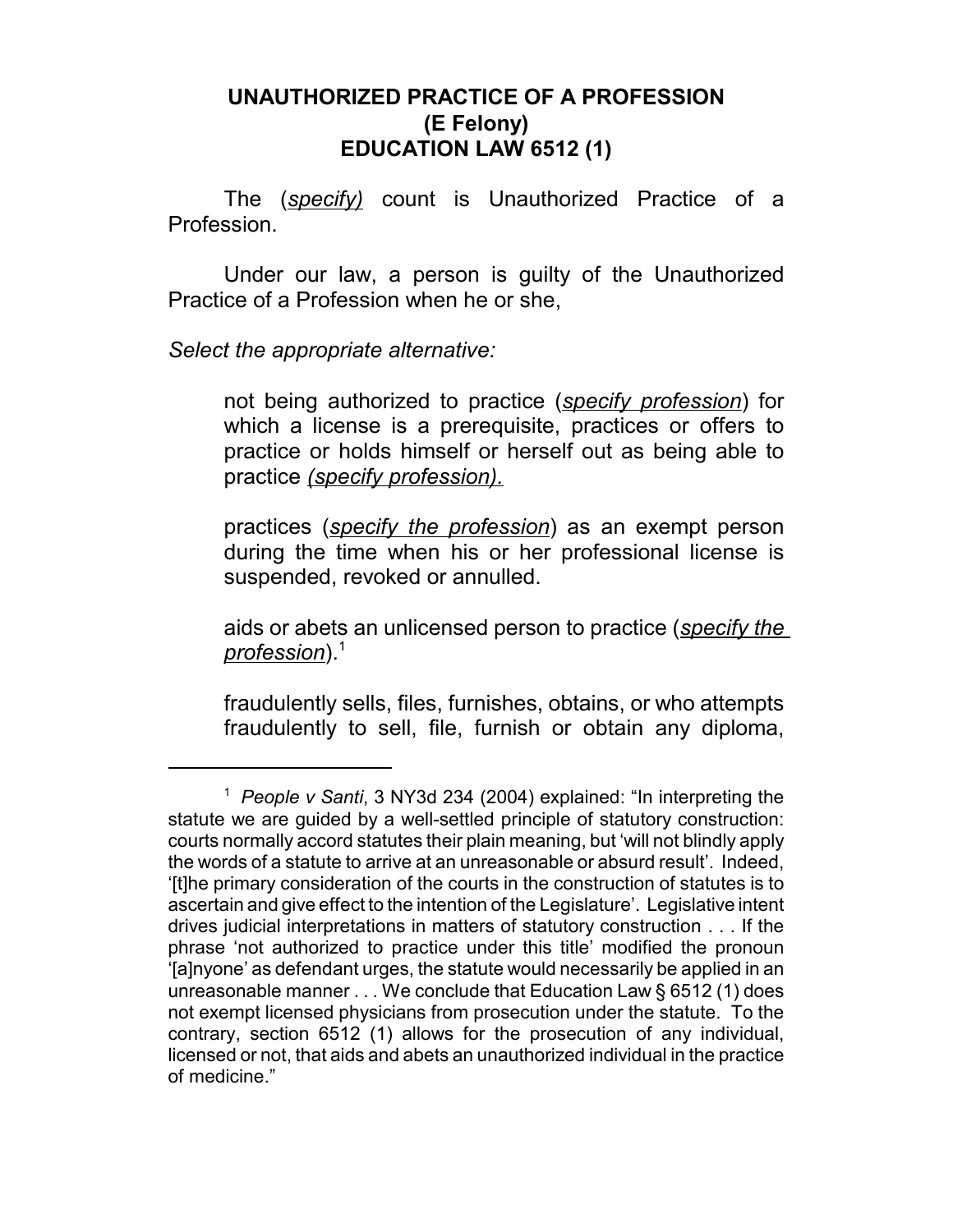# UNAUTHORIZED PRACTICE OF A PROFESSION
## (E Felony)
## EDUCATION LAW 6512 (1)

The (*specify)* count is Unauthorized Practice of a Profession.

Under our law, a person is guilty of the Unauthorized Practice of a Profession when he or she,

*Select the appropriate alternative:*

> not being authorized to practice (*specify profession*) for which a license is a prerequisite, practices or offers to practice or holds himself or herself out as being able to practice *(specify profession).*
>
> practices (*specify the profession*) as an exempt person during the time when his or her professional license is suspended, revoked or annulled.
>
> aids or abets an unlicensed person to practice (*specify the profession*).[1]
>
> fraudulently sells, files, furnishes, obtains, or who attempts fraudulently to sell, file, furnish or obtain any diploma,

---

[1] *People v Santi*, 3 NY3d 234 (2004) explained: "In interpreting the statute we are guided by a well-settled principle of statutory construction: courts normally accord statutes their plain meaning, but 'will not blindly apply the words of a statute to arrive at an unreasonable or absurd result'. Indeed, '[t]he primary consideration of the courts in the construction of statutes is to ascertain and give effect to the intention of the Legislature'. Legislative intent drives judicial interpretations in matters of statutory construction . . . If the phrase 'not authorized to practice under this title' modified the pronoun '[a]nyone' as defendant urges, the statute would necessarily be applied in an unreasonable manner . . . We conclude that Education Law § 6512 (1) does not exempt licensed physicians from prosecution under the statute. To the contrary, section 6512 (1) allows for the prosecution of any individual, licensed or not, that aids and abets an unauthorized individual in the practice of medicine."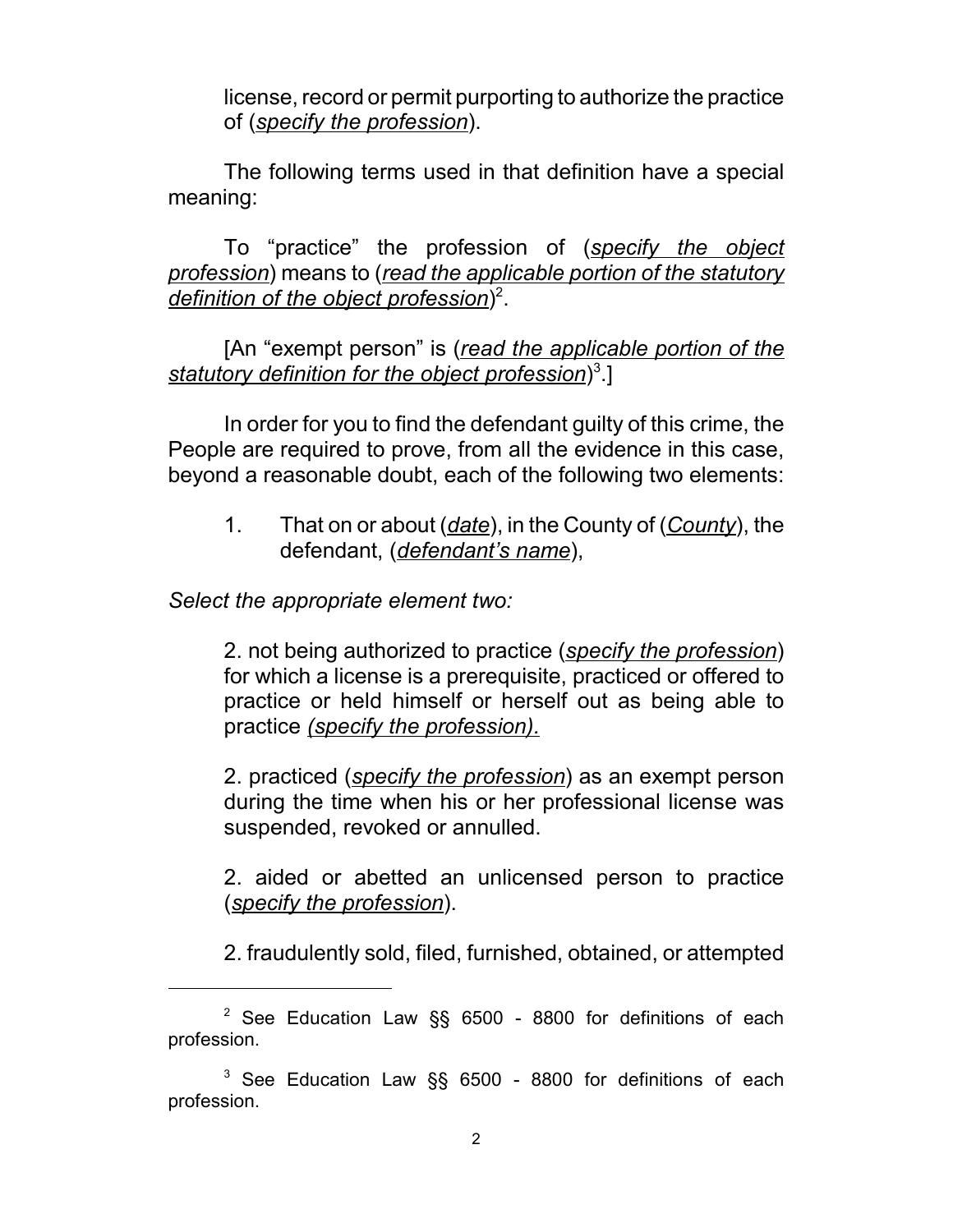license, record or permit purporting to authorize the practice of (*specify the profession*).

The following terms used in that definition have a special meaning:

To "practice" the profession of (*specify the object profession*) means to (*read the applicable portion of the statutory definition of the object profession*)[2].

[An "exempt person" is (*read the applicable portion of the statutory definition for the object profession*)[3].]

In order for you to find the defendant guilty of this crime, the People are required to prove, from all the evidence in this case, beyond a reasonable doubt, each of the following two elements:

1. That on or about (*date*), in the County of (*County*), the defendant, (*defendant's name*),

*Select the appropriate element two:*

2. not being authorized to practice (*specify the profession*) for which a license is a prerequisite, practiced or offered to practice or held himself or herself out as being able to practice *(specify the profession).*

2. practiced (*specify the profession*) as an exempt person during the time when his or her professional license was suspended, revoked or annulled.

2. aided or abetted an unlicensed person to practice (*specify the profession*).

2. fraudulently sold, filed, furnished, obtained, or attempted

---

[2] See Education Law §§ 6500 - 8800 for definitions of each profession.

[3] See Education Law §§ 6500 - 8800 for definitions of each profession.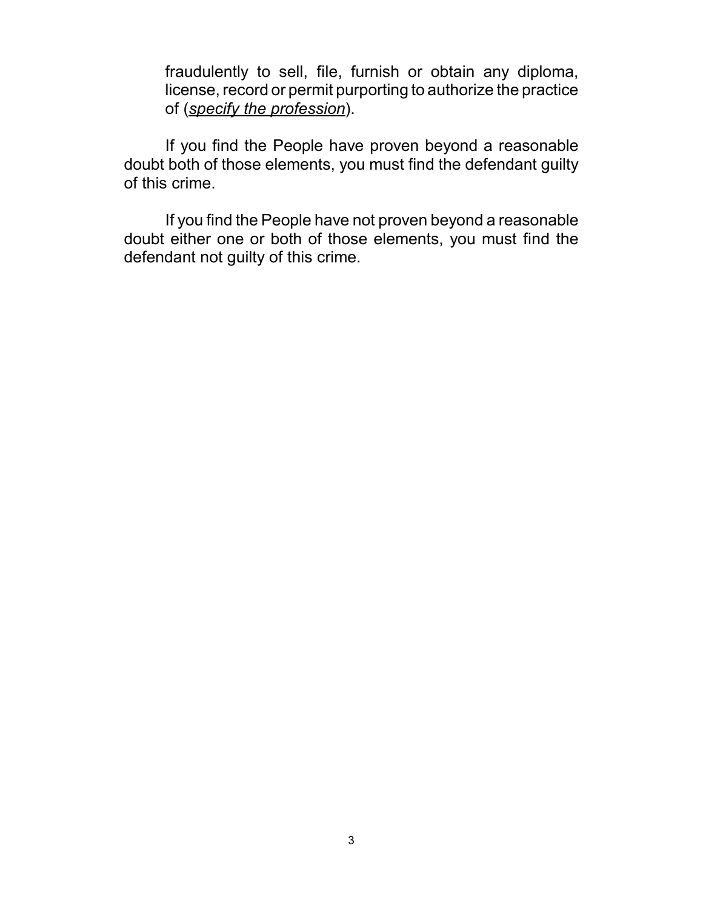fraudulently to sell, file, furnish or obtain any diploma, license, record or permit purporting to authorize the practice of (*specify the profession*).

If you find the People have proven beyond a reasonable doubt both of those elements, you must find the defendant guilty of this crime.

If you find the People have not proven beyond a reasonable doubt either one or both of those elements, you must find the defendant not guilty of this crime.